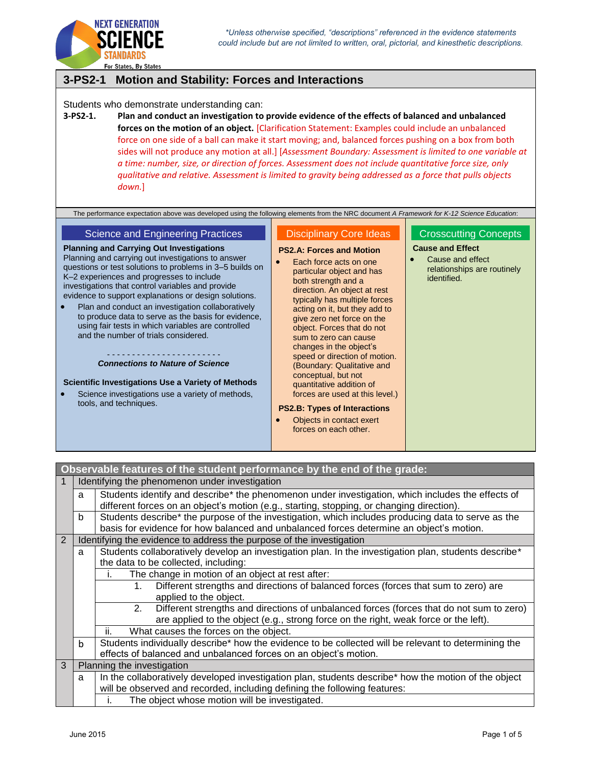*\*Unless otherwise specified, "descriptions" referenced in the evidence statements could include but are not limited to written, oral, pictorial, and kinesthetic descriptions.*

# 3-PS2-1 Motion and Stability: Forces and Interactions

Students who demonstrate understanding can:

**3-PS2-1. Plan and conduct an investigation to provide evidence of the effects of balanced and unbalanced forces on the motion of an object.** [Clarification Statement: Examples could include an unbalanced force on one side of a ball can make it start moving; and, balanced forces pushing on a box from both sides will not produce any motion at all.] [*Assessment Boundary: Assessment is limited to one variable at a time: number, size, or direction of forces. Assessment does not include quantitative force size, only qualitative and relative. Assessment is limited to gravity being addressed as a force that pulls objects down.*]

The performance expectation above was developed using the following elements from the NRC document *A Framework for K-12 Science Education*:

## Science and Engineering Practices

**Planning and Carrying Out Investigations**

Planning and carrying out investigations to answer questions or test solutions to problems in 3–5 builds on K–2 experiences and progresses to include investigations that control variables and provide evidence to support explanations or design solutions.

- Plan and conduct an investigation collaboratively to produce data to serve as the basis for evidence, using fair tests in which variables are controlled and the number of trials considered.

- - - - - - - - - - - - - - - - - - - - - - -

***Connections to Nature of Science***

**Scientific Investigations Use a Variety of Methods**

- Science investigations use a variety of methods, tools, and techniques.

## Disciplinary Core Ideas

**PS2.A: Forces and Motion**

- Each force acts on one particular object and has both strength and a direction. An object at rest typically has multiple forces acting on it, but they add to give zero net force on the object. Forces that do not sum to zero can cause changes in the object's speed or direction of motion. (Boundary: Qualitative and conceptual, but not quantitative addition of forces are used at this level.)

**PS2.B: Types of Interactions**

- Objects in contact exert forces on each other.

## Crosscutting Concepts

**Cause and Effect**

- Cause and effect relationships are routinely identified.

## Observable features of the student performance by the end of the grade:

| | | |
|---|---|---|
| 1 | Identifying the phenomenon under investigation | |
| | a | Students identify and describe* the phenomenon under investigation, which includes the effects of different forces on an object's motion (e.g., starting, stopping, or changing direction). |
| | b | Students describe* the purpose of the investigation, which includes producing data to serve as the basis for evidence for how balanced and unbalanced forces determine an object's motion. |
| 2 | Identifying the evidence to address the purpose of the investigation | |
| | a | Students collaboratively develop an investigation plan. In the investigation plan, students describe* the data to be collected, including: |
| | | i. The change in motion of an object at rest after: |
| | | 1. Different strengths and directions of balanced forces (forces that sum to zero) are applied to the object. |
| | | 2. Different strengths and directions of unbalanced forces (forces that do not sum to zero) are applied to the object (e.g., strong force on the right, weak force or the left). |
| | | ii. What causes the forces on the object. |
| | b | Students individually describe* how the evidence to be collected will be relevant to determining the effects of balanced and unbalanced forces on an object's motion. |
| 3 | Planning the investigation | |
| | a | In the collaboratively developed investigation plan, students describe* how the motion of the object will be observed and recorded, including defining the following features: |
| | | i. The object whose motion will be investigated. |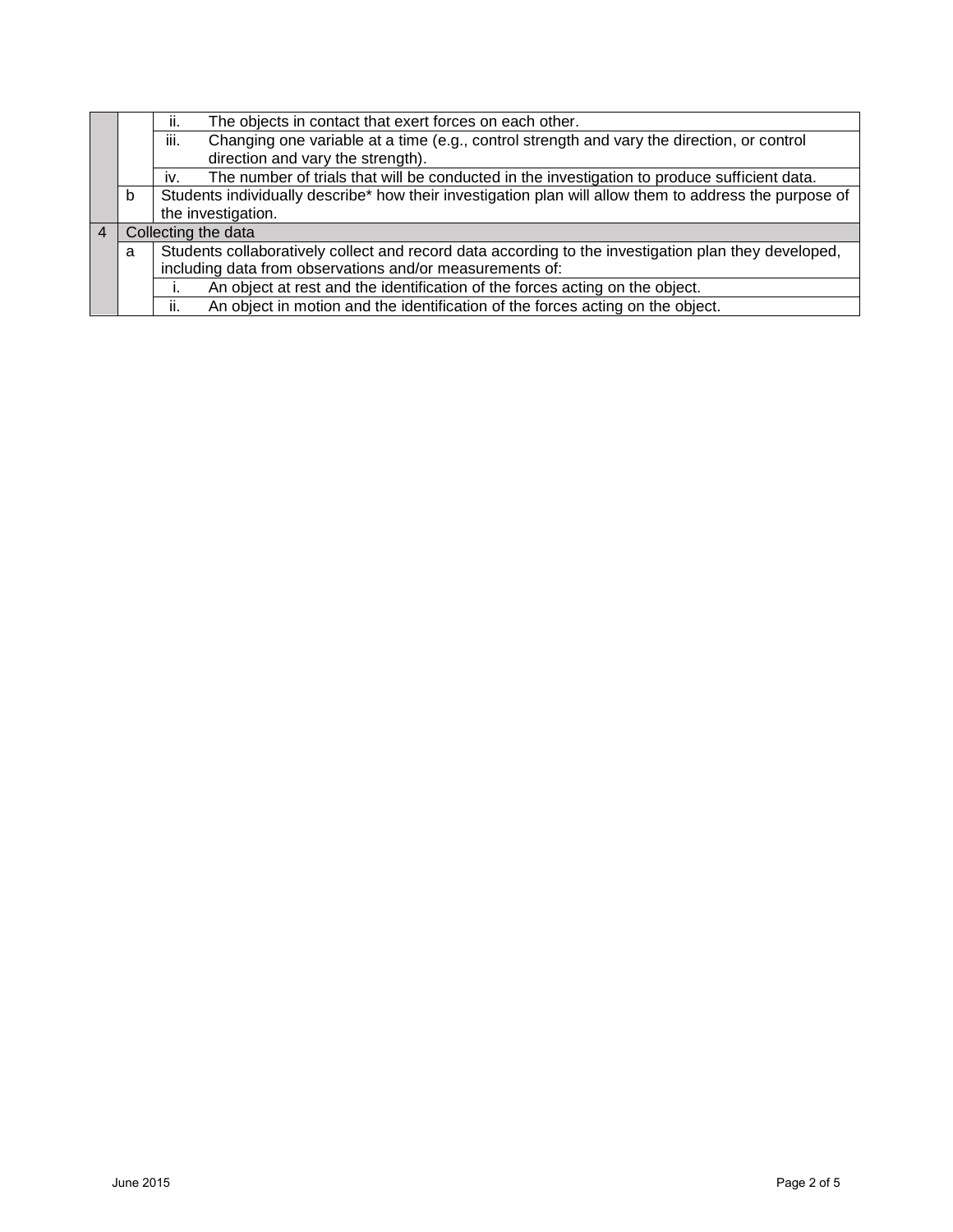| | | | |
|---|---|---|---|
| | | ii. | The objects in contact that exert forces on each other. |
| | | iii. | Changing one variable at a time (e.g., control strength and vary the direction, or control direction and vary the strength). |
| | | iv. | The number of trials that will be conducted in the investigation to produce sufficient data. |
| | b | Students individually describe* how their investigation plan will allow them to address the purpose of the investigation. | |
| 4 | Collecting the data | | |
| | a | Students collaboratively collect and record data according to the investigation plan they developed, including data from observations and/or measurements of: | |
| | | i. | An object at rest and the identification of the forces acting on the object. |
| | | ii. | An object in motion and the identification of the forces acting on the object. |

June 2015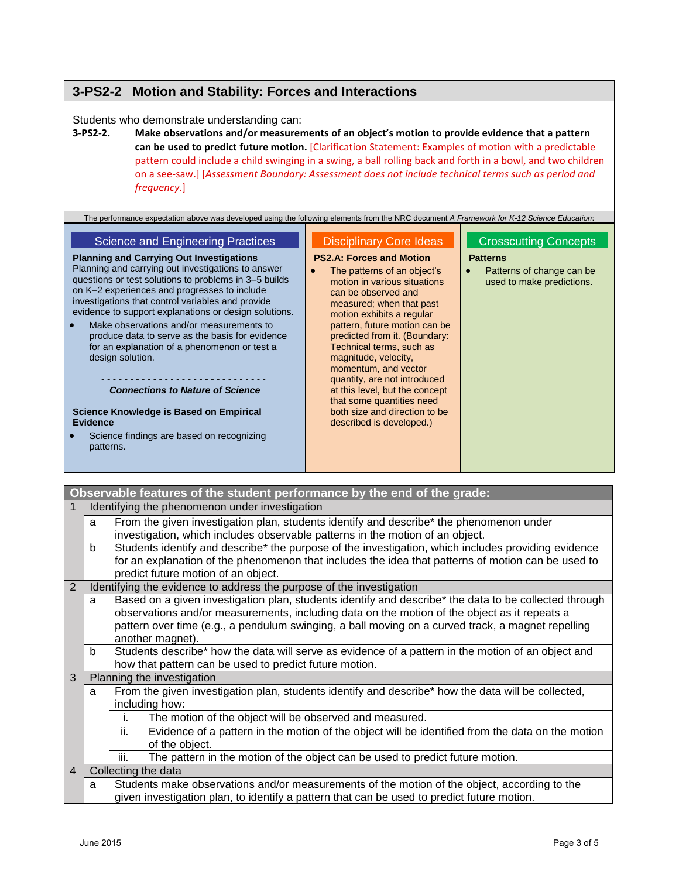## 3-PS2-2 Motion and Stability: Forces and Interactions

Students who demonstrate understanding can:

**3-PS2-2.** **Make observations and/or measurements of an object's motion to provide evidence that a pattern can be used to predict future motion.** [Clarification Statement: Examples of motion with a predictable pattern could include a child swinging in a swing, a ball rolling back and forth in a bowl, and two children on a see-saw.] [*Assessment Boundary: Assessment does not include technical terms such as period and frequency.*]

The performance expectation above was developed using the following elements from the NRC document *A Framework for K-12 Science Education*:

### Science and Engineering Practices

**Planning and Carrying Out Investigations**

Planning and carrying out investigations to answer questions or test solutions to problems in 3–5 builds on K–2 experiences and progresses to include investigations that control variables and provide evidence to support explanations or design solutions.

- Make observations and/or measurements to produce data to serve as the basis for evidence for an explanation of a phenomenon or test a design solution.

- - - - - - - - - - - - - - - - - - - - - - - - - - - - -

***Connections to Nature of Science***

**Science Knowledge is Based on Empirical Evidence**

- Science findings are based on recognizing patterns.

### Disciplinary Core Ideas

**PS2.A: Forces and Motion**

- The patterns of an object's motion in various situations can be observed and measured; when that past motion exhibits a regular pattern, future motion can be predicted from it. (Boundary: Technical terms, such as magnitude, velocity, momentum, and vector quantity, are not introduced at this level, but the concept that some quantities need both size and direction to be described is developed.)

### Crosscutting Concepts

**Patterns**

- Patterns of change can be used to make predictions.

### Observable features of the student performance by the end of the grade:

| | | | |
|---|---|---|---|
| 1 | Identifying the phenomenon under investigation | | |
| | a | From the given investigation plan, students identify and describe* the phenomenon under investigation, which includes observable patterns in the motion of an object. | |
| | b | Students identify and describe* the purpose of the investigation, which includes providing evidence for an explanation of the phenomenon that includes the idea that patterns of motion can be used to predict future motion of an object. | |
| 2 | Identifying the evidence to address the purpose of the investigation | | |
| | a | Based on a given investigation plan, students identify and describe* the data to be collected through observations and/or measurements, including data on the motion of the object as it repeats a pattern over time (e.g., a pendulum swinging, a ball moving on a curved track, a magnet repelling another magnet). | |
| | b | Students describe* how the data will serve as evidence of a pattern in the motion of an object and how that pattern can be used to predict future motion. | |
| 3 | Planning the investigation | | |
| | a | From the given investigation plan, students identify and describe* how the data will be collected, including how: | |
| | | i. | The motion of the object will be observed and measured. |
| | | ii. | Evidence of a pattern in the motion of the object will be identified from the data on the motion of the object. |
| | | iii. | The pattern in the motion of the object can be used to predict future motion. |
| 4 | Collecting the data | | |
| | a | Students make observations and/or measurements of the motion of the object, according to the given investigation plan, to identify a pattern that can be used to predict future motion. | |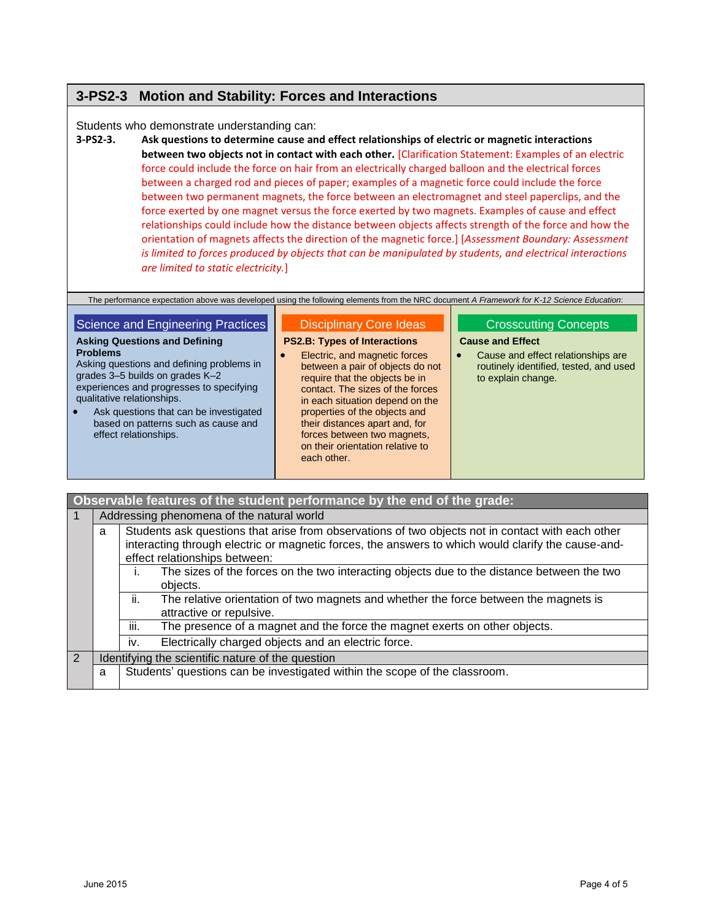## 3-PS2-3 Motion and Stability: Forces and Interactions

Students who demonstrate understanding can:

**3-PS2-3.** **Ask questions to determine cause and effect relationships of electric or magnetic interactions between two objects not in contact with each other.** [Clarification Statement: Examples of an electric force could include the force on hair from an electrically charged balloon and the electrical forces between a charged rod and pieces of paper; examples of a magnetic force could include the force between two permanent magnets, the force between an electromagnet and steel paperclips, and the force exerted by one magnet versus the force exerted by two magnets. Examples of cause and effect relationships could include how the distance between objects affects strength of the force and how the orientation of magnets affects the direction of the magnetic force.] [*Assessment Boundary: Assessment is limited to forces produced by objects that can be manipulated by students, and electrical interactions are limited to static electricity.*]

The performance expectation above was developed using the following elements from the NRC document *A Framework for K-12 Science Education*:

| Science and Engineering Practices | Disciplinary Core Ideas | Crosscutting Concepts |
|---|---|---|
| **Asking Questions and Defining Problems**<br>Asking questions and defining problems in grades 3–5 builds on grades K–2 experiences and progresses to specifying qualitative relationships.<br>• Ask questions that can be investigated based on patterns such as cause and effect relationships. | **PS2.B: Types of Interactions**<br>• Electric, and magnetic forces between a pair of objects do not require that the objects be in contact. The sizes of the forces in each situation depend on the properties of the objects and their distances apart and, for forces between two magnets, on their orientation relative to each other. | **Cause and Effect**<br>• Cause and effect relationships are routinely identified, tested, and used to explain change. |

| Observable features of the student performance by the end of the grade: | | | |
|---|---|---|---|
| 1 | Addressing phenomena of the natural world | | |
| | a | Students ask questions that arise from observations of two objects not in contact with each other interacting through electric or magnetic forces, the answers to which would clarify the cause-and-effect relationships between: | |
| | | i. | The sizes of the forces on the two interacting objects due to the distance between the two objects. |
| | | ii. | The relative orientation of two magnets and whether the force between the magnets is attractive or repulsive. |
| | | iii. | The presence of a magnet and the force the magnet exerts on other objects. |
| | | iv. | Electrically charged objects and an electric force. |
| 2 | Identifying the scientific nature of the question | | |
| | a | Students' questions can be investigated within the scope of the classroom. | |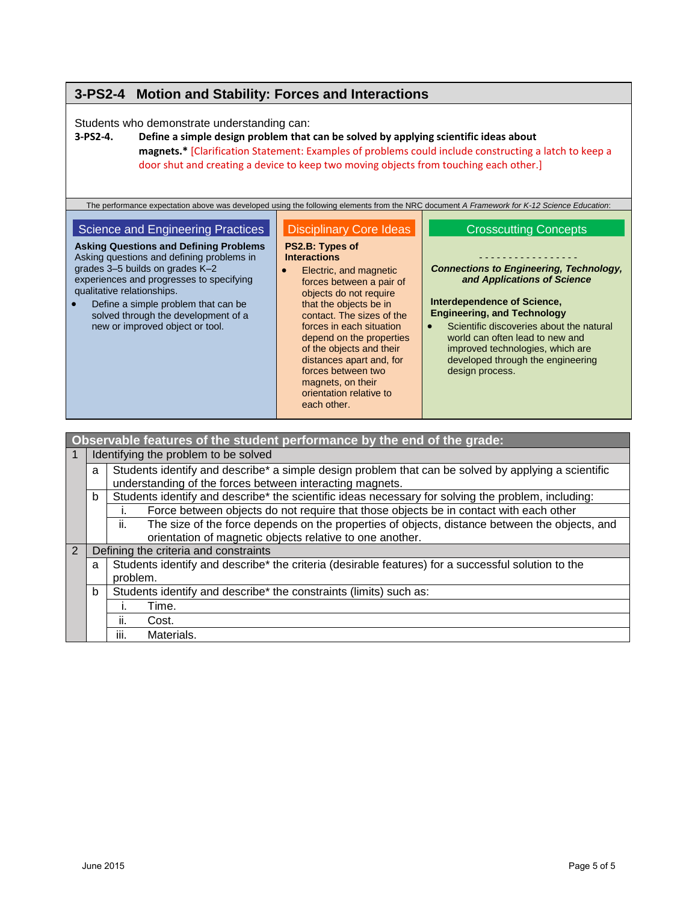## 3-PS2-4 Motion and Stability: Forces and Interactions

Students who demonstrate understanding can:

**3-PS2-4.** **Define a simple design problem that can be solved by applying scientific ideas about magnets.*** [Clarification Statement: Examples of problems could include constructing a latch to keep a door shut and creating a device to keep two moving objects from touching each other.]

The performance expectation above was developed using the following elements from the NRC document *A Framework for K-12 Science Education*:

### Science and Engineering Practices

**Asking Questions and Defining Problems**

Asking questions and defining problems in grades 3–5 builds on grades K–2 experiences and progresses to specifying qualitative relationships.

- Define a simple problem that can be solved through the development of a new or improved object or tool.

### Disciplinary Core Ideas

**PS2.B: Types of Interactions**

- Electric, and magnetic forces between a pair of objects do not require that the objects be in contact. The sizes of the forces in each situation depend on the properties of the objects and their distances apart and, for forces between two magnets, on their orientation relative to each other.

### Crosscutting Concepts

- - - - - - - - - - - - - - - - -

***Connections to Engineering, Technology, and Applications of Science***

**Interdependence of Science, Engineering, and Technology**

- Scientific discoveries about the natural world can often lead to new and improved technologies, which are developed through the engineering design process.

| Observable features of the student performance by the end of the grade: | | | |
|---|---|---|---|
| 1 | Identifying the problem to be solved | | |
| | a | Students identify and describe* a simple design problem that can be solved by applying a scientific understanding of the forces between interacting magnets. | |
| | b | Students identify and describe* the scientific ideas necessary for solving the problem, including: | |
| | | i. | Force between objects do not require that those objects be in contact with each other |
| | | ii. | The size of the force depends on the properties of objects, distance between the objects, and orientation of magnetic objects relative to one another. |
| 2 | Defining the criteria and constraints | | |
| | a | Students identify and describe* the criteria (desirable features) for a successful solution to the problem. | |
| | b | Students identify and describe* the constraints (limits) such as: | |
| | | i. | Time. |
| | | ii. | Cost. |
| | | iii. | Materials. |

June 2015